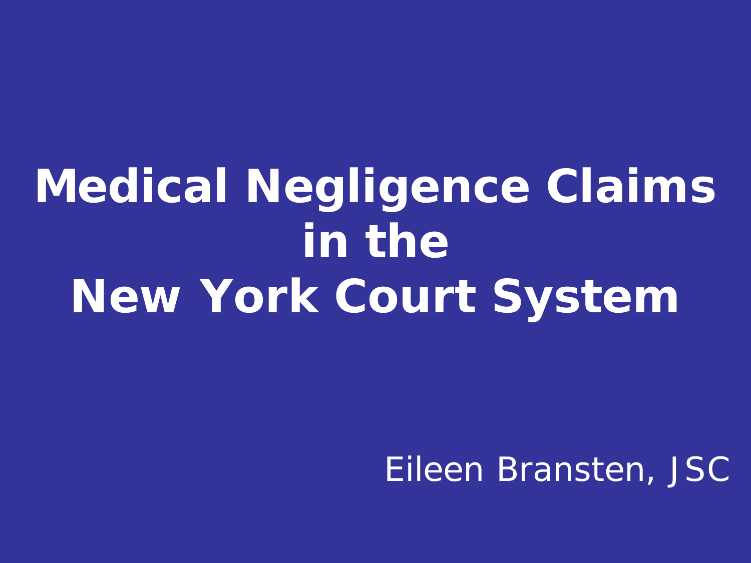# Medical Negligence Claims in the New York Court System

Eileen Bransten, JSC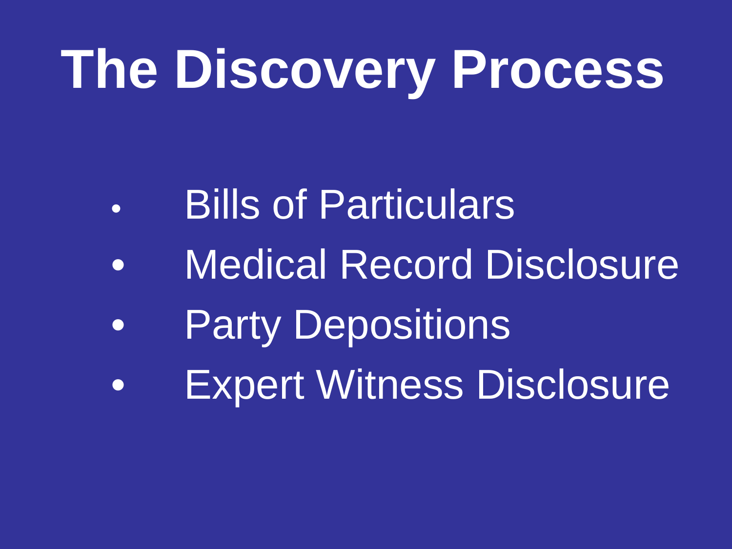# The Discovery Process

- Bills of Particulars
- Medical Record Disclosure
- Party Depositions
- Expert Witness Disclosure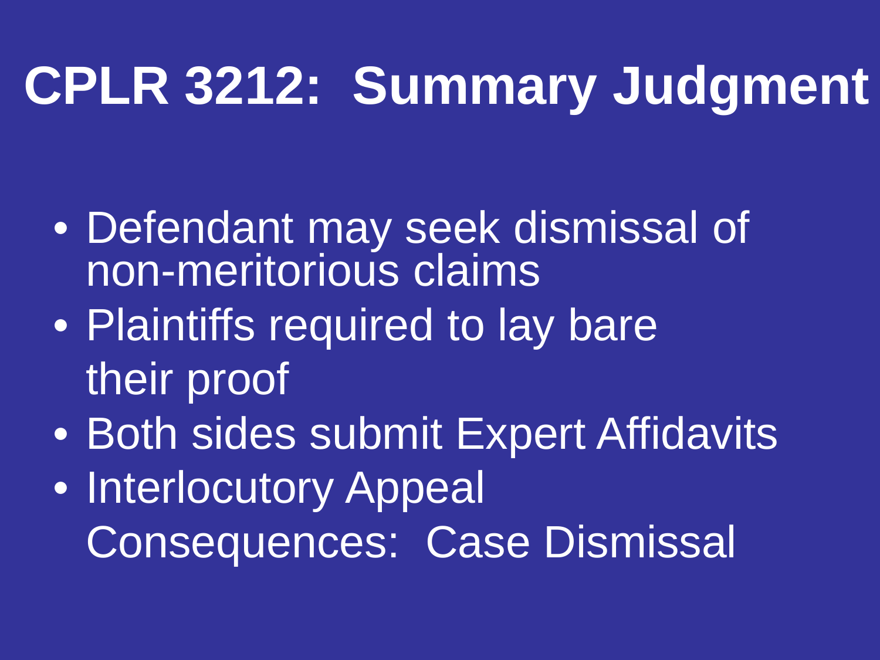# CPLR 3212: Summary Judgment

- Defendant may seek dismissal of non-meritorious claims
- Plaintiffs required to lay bare their proof
- Both sides submit Expert Affidavits
- Interlocutory Appeal

  Consequences: Case Dismissal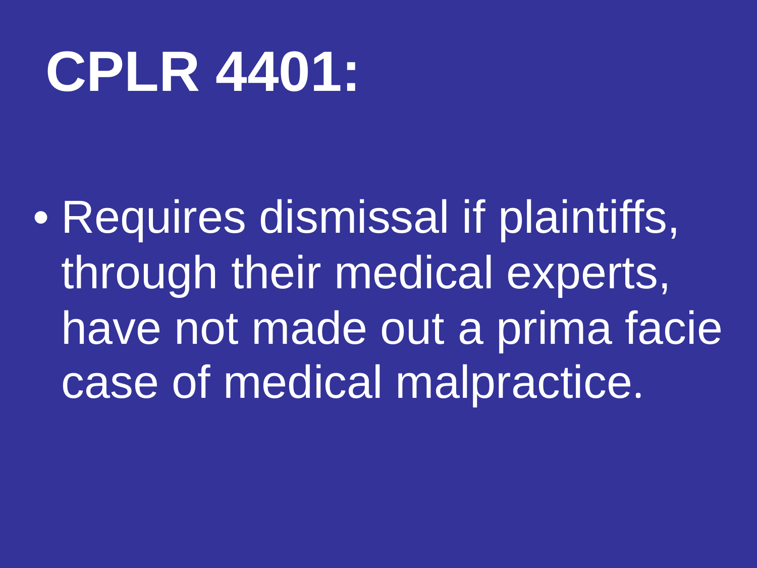# CPLR 4401:

- Requires dismissal if plaintiffs, through their medical experts, have not made out a prima facie case of medical malpractice.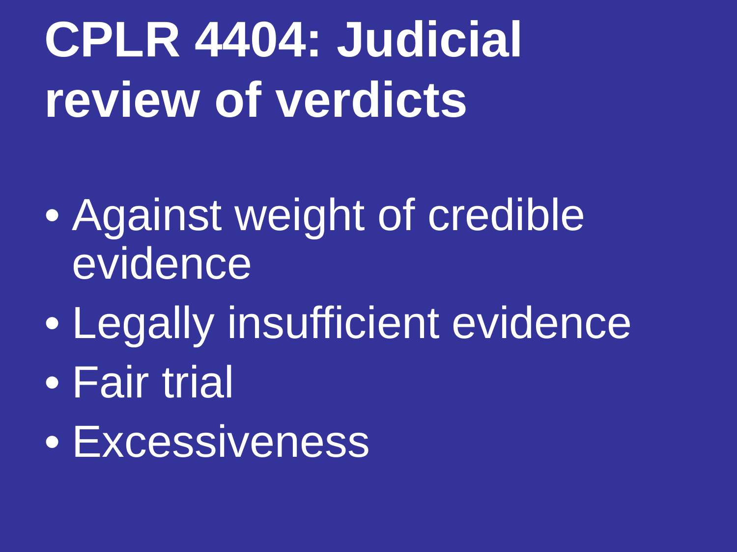# CPLR 4404: Judicial review of verdicts

- Against weight of credible evidence
- Legally insufficient evidence
- Fair trial
- Excessiveness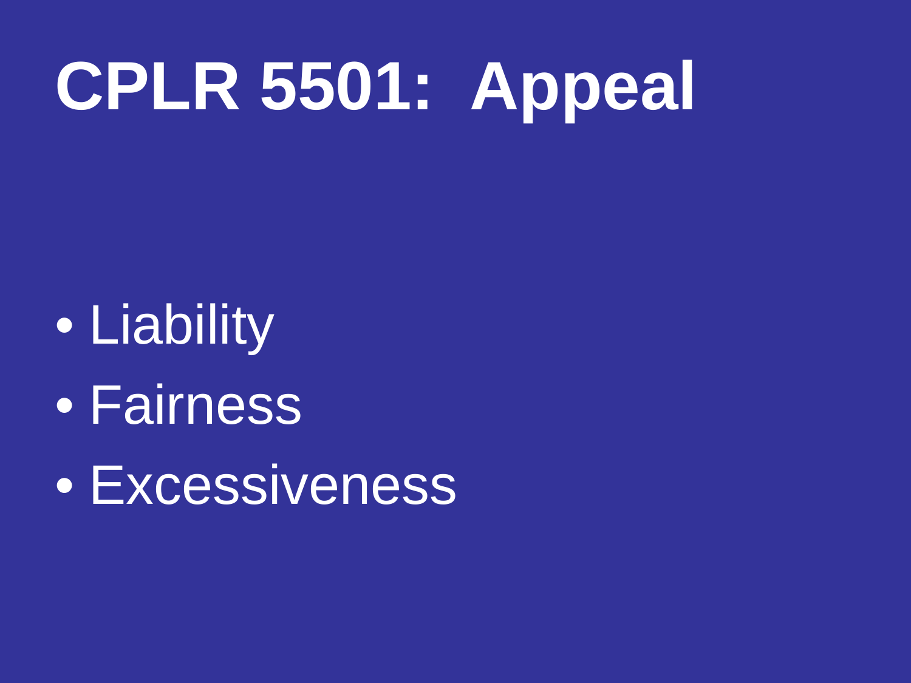# CPLR 5501: Appeal

- Liability
- Fairness
- Excessiveness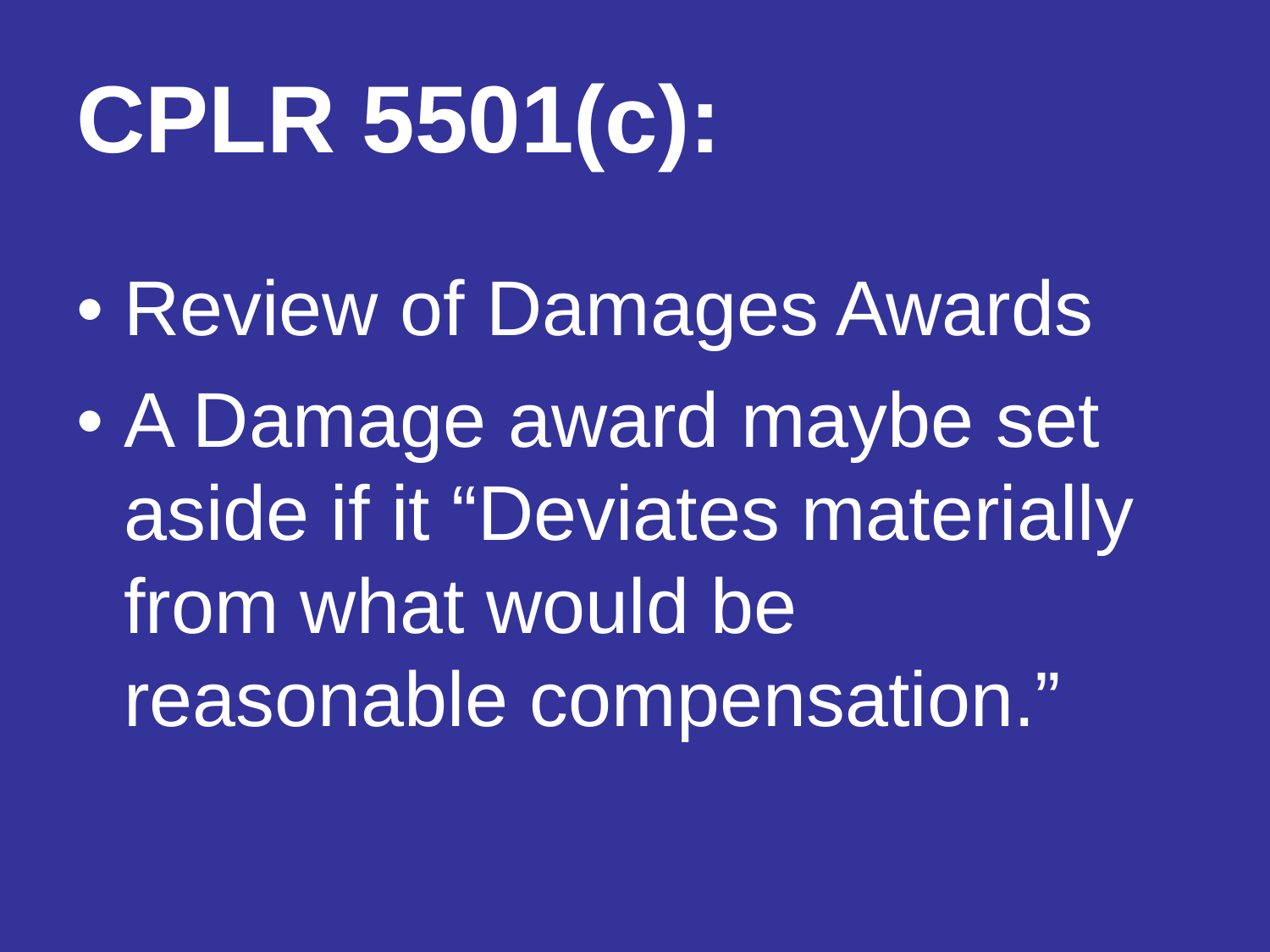# CPLR 5501(c):

- Review of Damages Awards
- A Damage award maybe set aside if it "Deviates materially from what would be reasonable compensation."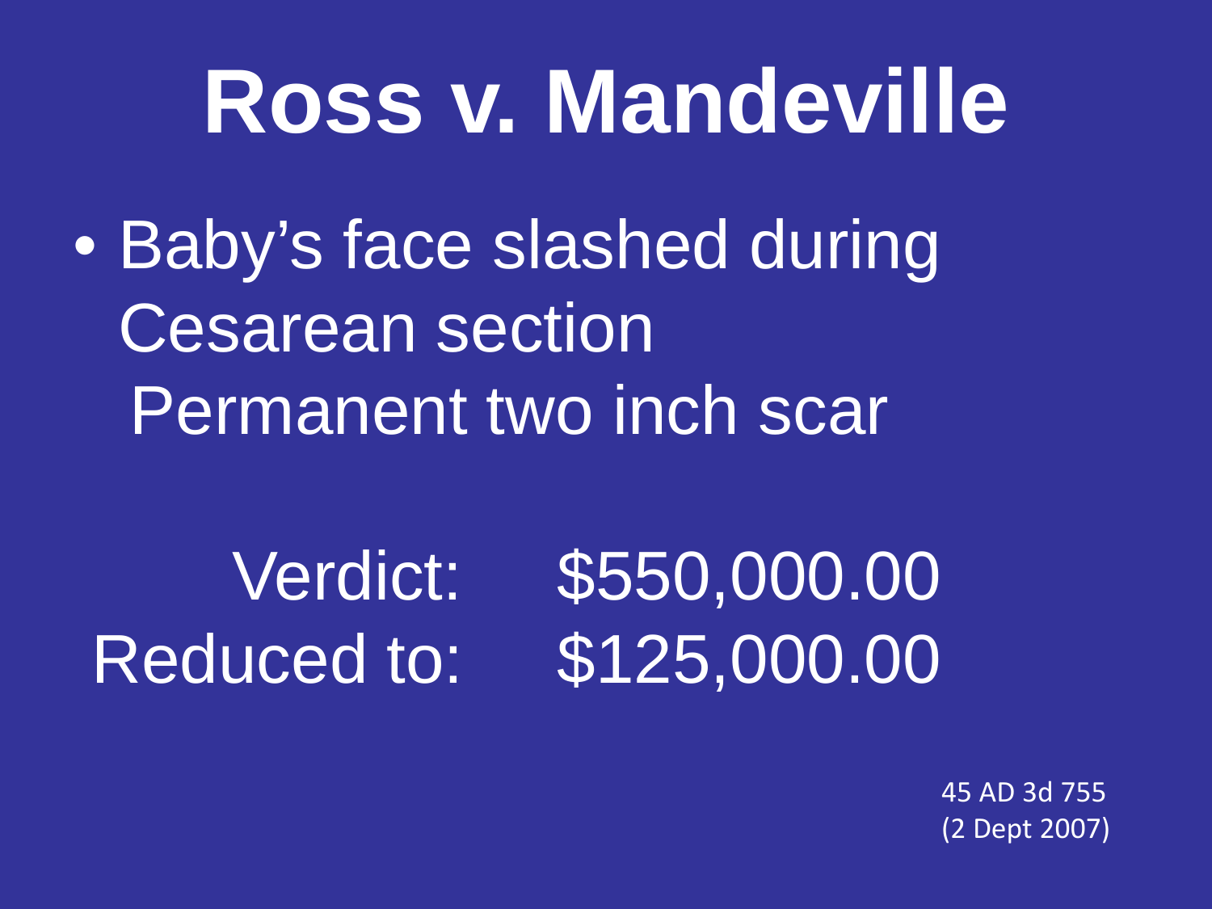# Ross v. Mandeville

- Baby's face slashed during Cesarean section
  Permanent two inch scar

Verdict: $550,000.00
Reduced to: $125,000.00

45 AD 3d 755
(2 Dept 2007)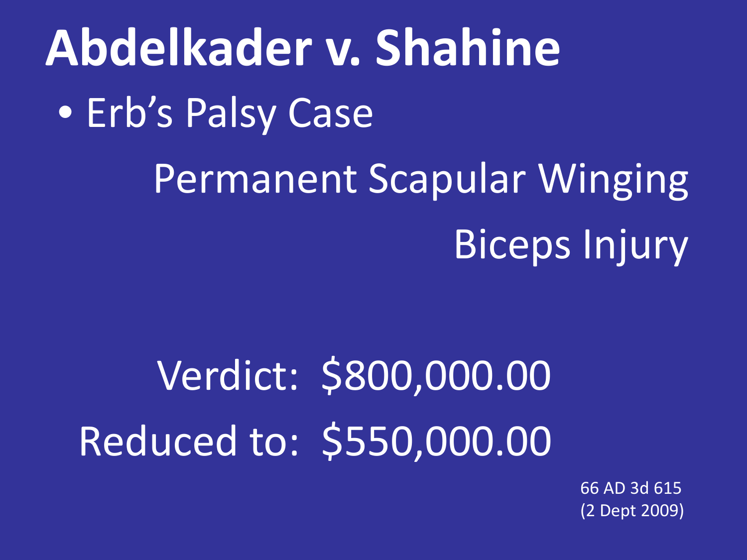# Abdelkader v. Shahine

- Erb's Palsy Case

  Permanent Scapular Winging

  Biceps Injury

Verdict: $800,000.00

Reduced to: $550,000.00

66 AD 3d 615
(2 Dept 2009)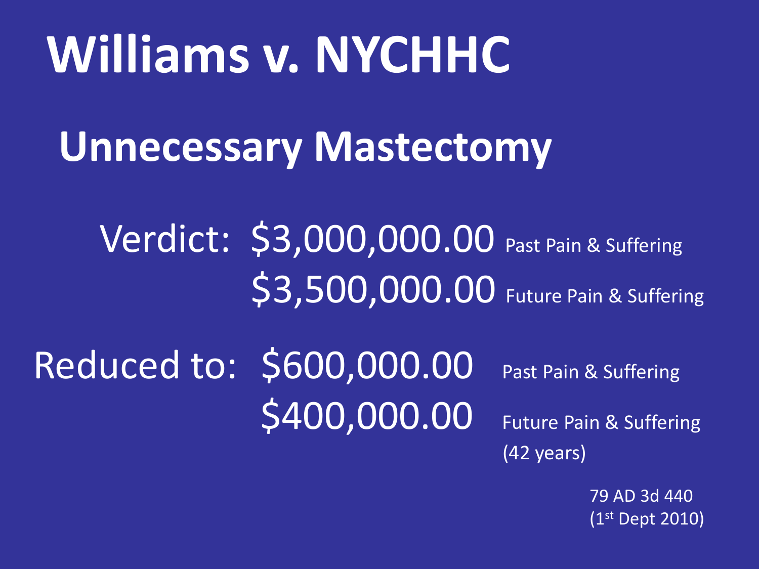# Williams v. NYCHHC

## Unnecessary Mastectomy

| | | |
|---|---|---|
| Verdict: | $3,000,000.00 | Past Pain & Suffering |
| | $3,500,000.00 | Future Pain & Suffering |
| Reduced to: | $600,000.00 | Past Pain & Suffering |
| | $400,000.00 | Future Pain & Suffering (42 years) |

79 AD 3d 440
(1st Dept 2010)